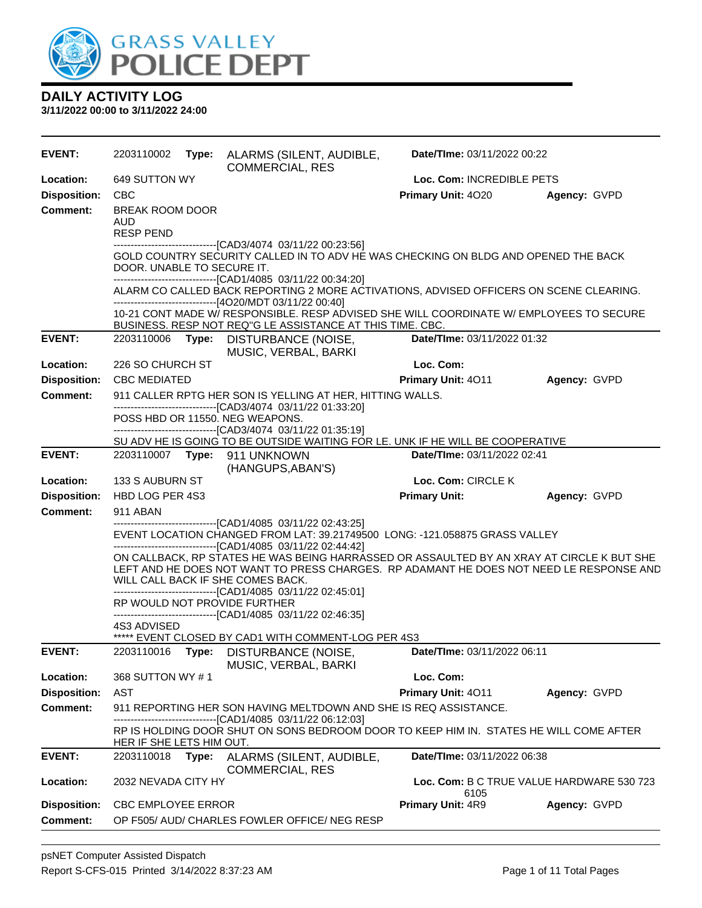# GRASS VALLEY POLICE DEPT

## DAILY ACTIVITY LOG

**3/11/2022 00:00 to 3/11/2022 24:00**

---

**EVENT:** 2203110002 **Type:** ALARMS (SILENT, AUDIBLE, COMMERCIAL, RES **Date/TIme:** 03/11/2022 00:22
**Location:** 649 SUTTON WY **Loc. Com:** INCREDIBLE PETS
**Disposition:** CBC **Primary Unit:** 4O20 **Agency:** GVPD
**Comment:** BREAK ROOM DOOR
AUD
RESP PEND
------------------------------[CAD3/4074 03/11/22 00:23:56]
GOLD COUNTRY SECURITY CALLED IN TO ADV HE WAS CHECKING ON BLDG AND OPENED THE BACK DOOR. UNABLE TO SECURE IT.
------------------------------[CAD1/4085 03/11/22 00:34:20]
ALARM CO CALLED BACK REPORTING 2 MORE ACTIVATIONS, ADVISED OFFICERS ON SCENE CLEARING.
------------------------------[4O20/MDT 03/11/22 00:40]
10-21 CONT MADE W/ RESPONSIBLE. RESP ADVISED SHE WILL COORDINATE W/ EMPLOYEES TO SECURE BUSINESS. RESP NOT REQ"G LE ASSISTANCE AT THIS TIME. CBC.

---

**EVENT:** 2203110006 **Type:** DISTURBANCE (NOISE, MUSIC, VERBAL, BARKI **Date/TIme:** 03/11/2022 01:32
**Location:** 226 SO CHURCH ST **Loc. Com:**
**Disposition:** CBC MEDIATED **Primary Unit:** 4O11 **Agency:** GVPD
**Comment:** 911 CALLER RPTG HER SON IS YELLING AT HER, HITTING WALLS.
------------------------------[CAD3/4074 03/11/22 01:33:20]
POSS HBD OR 11550. NEG WEAPONS.
------------------------------[CAD3/4074 03/11/22 01:35:19]
SU ADV HE IS GOING TO BE OUTSIDE WAITING FOR LE. UNK IF HE WILL BE COOPERATIVE

---

**EVENT:** 2203110007 **Type:** 911 UNKNOWN (HANGUPS,ABAN'S) **Date/TIme:** 03/11/2022 02:41
**Location:** 133 S AUBURN ST **Loc. Com:** CIRCLE K
**Disposition:** HBD LOG PER 4S3 **Primary Unit:** **Agency:** GVPD
**Comment:** 911 ABAN
------------------------------[CAD1/4085 03/11/22 02:43:25]
EVENT LOCATION CHANGED FROM LAT: 39.21749500 LONG: -121.058875 GRASS VALLEY
------------------------------[CAD1/4085 03/11/22 02:44:42]
ON CALLBACK, RP STATES HE WAS BEING HARRASSED OR ASSAULTED BY AN XRAY AT CIRCLE K BUT SHE LEFT AND HE DOES NOT WANT TO PRESS CHARGES. RP ADAMANT HE DOES NOT NEED LE RESPONSE AND WILL CALL BACK IF SHE COMES BACK.
------------------------------[CAD1/4085 03/11/22 02:45:01]
RP WOULD NOT PROVIDE FURTHER
------------------------------[CAD1/4085 03/11/22 02:46:35]
4S3 ADVISED
***** EVENT CLOSED BY CAD1 WITH COMMENT-LOG PER 4S3

---

**EVENT:** 2203110016 **Type:** DISTURBANCE (NOISE, MUSIC, VERBAL, BARKI **Date/TIme:** 03/11/2022 06:11
**Location:** 368 SUTTON WY # 1 **Loc. Com:**
**Disposition:** AST **Primary Unit:** 4O11 **Agency:** GVPD
**Comment:** 911 REPORTING HER SON HAVING MELTDOWN AND SHE IS REQ ASSISTANCE.
------------------------------[CAD1/4085 03/11/22 06:12:03]
RP IS HOLDING DOOR SHUT ON SONS BEDROOM DOOR TO KEEP HIM IN. STATES HE WILL COME AFTER HER IF SHE LETS HIM OUT.

---

**EVENT:** 2203110018 **Type:** ALARMS (SILENT, AUDIBLE, COMMERCIAL, RES **Date/TIme:** 03/11/2022 06:38
**Location:** 2032 NEVADA CITY HY **Loc. Com:** B C TRUE VALUE HARDWARE 530 723 6105
**Disposition:** CBC EMPLOYEE ERROR **Primary Unit:** 4R9 **Agency:** GVPD
**Comment:** OP F505/ AUD/ CHARLES FOWLER OFFICE/ NEG RESP

---

psNET Computer Assisted Dispatch
Report S-CFS-015 Printed 3/14/2022 8:37:23 AM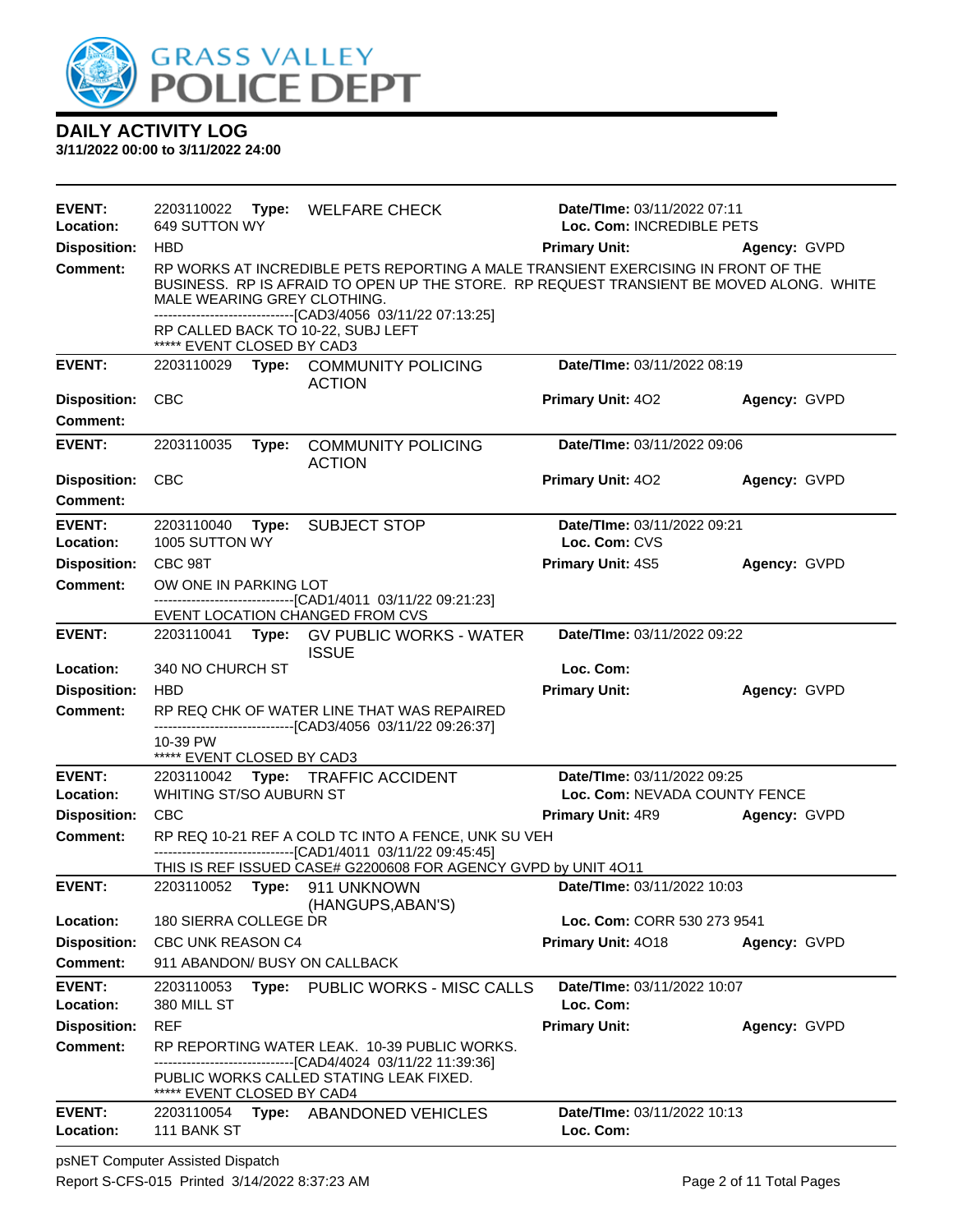# DAILY ACTIVITY LOG

**3/11/2022 00:00 to 3/11/2022 24:00**

---

**EVENT:** 2203110022 **Type:** WELFARE CHECK **Date/TIme:** 03/11/2022 07:11
**Location:** 649 SUTTON WY **Loc. Com:** INCREDIBLE PETS
**Disposition:** HBD **Primary Unit:** **Agency:** GVPD
**Comment:** RP WORKS AT INCREDIBLE PETS REPORTING A MALE TRANSIENT EXERCISING IN FRONT OF THE BUSINESS. RP IS AFRAID TO OPEN UP THE STORE. RP REQUEST TRANSIENT BE MOVED ALONG. WHITE MALE WEARING GREY CLOTHING.
------------------------------[CAD3/4056 03/11/22 07:13:25]
RP CALLED BACK TO 10-22, SUBJ LEFT
***** EVENT CLOSED BY CAD3

---

**EVENT:** 2203110029 **Type:** COMMUNITY POLICING ACTION **Date/TIme:** 03/11/2022 08:19
**Disposition:** CBC **Primary Unit:** 4O2 **Agency:** GVPD
**Comment:**

---

**EVENT:** 2203110035 **Type:** COMMUNITY POLICING ACTION **Date/TIme:** 03/11/2022 09:06
**Disposition:** CBC **Primary Unit:** 4O2 **Agency:** GVPD
**Comment:**

---

**EVENT:** 2203110040 **Type:** SUBJECT STOP **Date/TIme:** 03/11/2022 09:21
**Location:** 1005 SUTTON WY **Loc. Com:** CVS
**Disposition:** CBC 98T **Primary Unit:** 4S5 **Agency:** GVPD
**Comment:** OW ONE IN PARKING LOT
------------------------------[CAD1/4011 03/11/22 09:21:23]
EVENT LOCATION CHANGED FROM CVS

---

**EVENT:** 2203110041 **Type:** GV PUBLIC WORKS - WATER ISSUE **Date/TIme:** 03/11/2022 09:22
**Location:** 340 NO CHURCH ST **Loc. Com:**
**Disposition:** HBD **Primary Unit:** **Agency:** GVPD
**Comment:** RP REQ CHK OF WATER LINE THAT WAS REPAIRED
------------------------------[CAD3/4056 03/11/22 09:26:37]
10-39 PW
***** EVENT CLOSED BY CAD3

---

**EVENT:** 2203110042 **Type:** TRAFFIC ACCIDENT **Date/TIme:** 03/11/2022 09:25
**Location:** WHITING ST/SO AUBURN ST **Loc. Com:** NEVADA COUNTY FENCE
**Disposition:** CBC **Primary Unit:** 4R9 **Agency:** GVPD
**Comment:** RP REQ 10-21 REF A COLD TC INTO A FENCE, UNK SU VEH
------------------------------[CAD1/4011 03/11/22 09:45:45]
THIS IS REF ISSUED CASE# G2200608 FOR AGENCY GVPD by UNIT 4O11

---

**EVENT:** 2203110052 **Type:** 911 UNKNOWN (HANGUPS,ABAN'S) **Date/TIme:** 03/11/2022 10:03
**Location:** 180 SIERRA COLLEGE DR **Loc. Com:** CORR 530 273 9541
**Disposition:** CBC UNK REASON C4 **Primary Unit:** 4O18 **Agency:** GVPD
**Comment:** 911 ABANDON/ BUSY ON CALLBACK

---

**EVENT:** 2203110053 **Type:** PUBLIC WORKS - MISC CALLS **Date/TIme:** 03/11/2022 10:07
**Location:** 380 MILL ST **Loc. Com:**
**Disposition:** REF **Primary Unit:** **Agency:** GVPD
**Comment:** RP REPORTING WATER LEAK. 10-39 PUBLIC WORKS.
------------------------------[CAD4/4024 03/11/22 11:39:36]
PUBLIC WORKS CALLED STATING LEAK FIXED.
***** EVENT CLOSED BY CAD4

---

**EVENT:** 2203110054 **Type:** ABANDONED VEHICLES **Date/TIme:** 03/11/2022 10:13
**Location:** 111 BANK ST **Loc. Com:**

---

psNET Computer Assisted Dispatch
Report S-CFS-015 Printed 3/14/2022 8:37:23 AM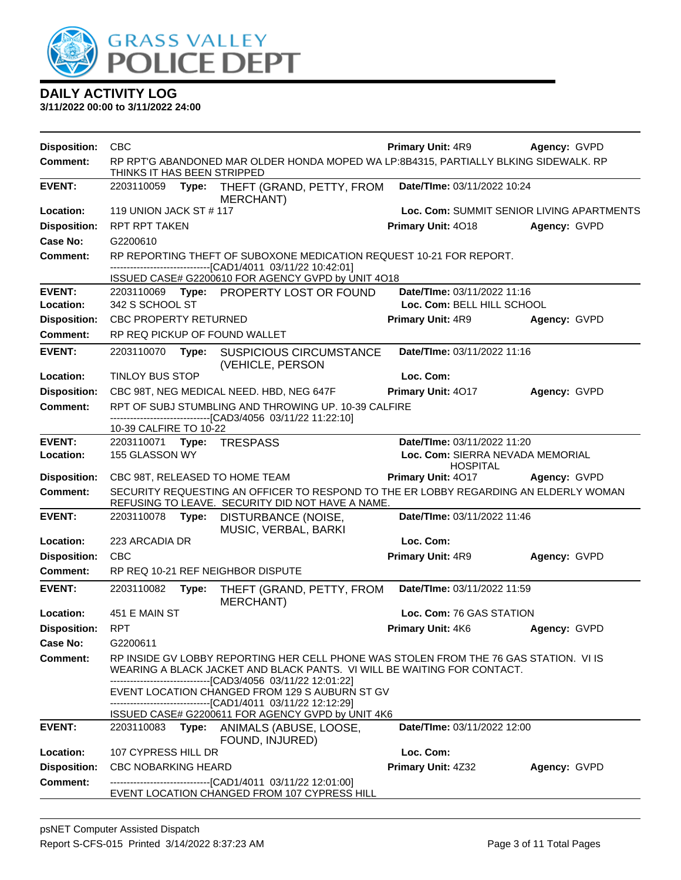# DAILY ACTIVITY LOG

**3/11/2022 00:00 to 3/11/2022 24:00**

**Disposition:** CBC **Primary Unit:** 4R9 **Agency:** GVPD
**Comment:** RP RPT'G ABANDONED MAR OLDER HONDA MOPED WA LP:8B4315, PARTIALLY BLKING SIDEWALK. RP THINKS IT HAS BEEN STRIPPED

---

**EVENT:** 2203110059 **Type:** THEFT (GRAND, PETTY, FROM MERCHANT) **Date/TIme:** 03/11/2022 10:24
**Location:** 119 UNION JACK ST # 117 **Loc. Com:** SUMMIT SENIOR LIVING APARTMENTS
**Disposition:** RPT RPT TAKEN **Primary Unit:** 4O18 **Agency:** GVPD
**Case No:** G2200610
**Comment:** RP REPORTING THEFT OF SUBOXONE MEDICATION REQUEST 10-21 FOR REPORT.
------------------------------[CAD1/4011 03/11/22 10:42:01]
ISSUED CASE# G2200610 FOR AGENCY GVPD by UNIT 4O18

---

**EVENT:** 2203110069 **Type:** PROPERTY LOST OR FOUND **Date/TIme:** 03/11/2022 11:16
**Location:** 342 S SCHOOL ST **Loc. Com:** BELL HILL SCHOOL
**Disposition:** CBC PROPERTY RETURNED **Primary Unit:** 4R9 **Agency:** GVPD
**Comment:** RP REQ PICKUP OF FOUND WALLET

---

**EVENT:** 2203110070 **Type:** SUSPICIOUS CIRCUMSTANCE (VEHICLE, PERSON **Date/TIme:** 03/11/2022 11:16
**Location:** TINLOY BUS STOP **Loc. Com:**
**Disposition:** CBC 98T, NEG MEDICAL NEED. HBD, NEG 647F **Primary Unit:** 4O17 **Agency:** GVPD
**Comment:** RPT OF SUBJ STUMBLING AND THROWING UP. 10-39 CALFIRE
------------------------------[CAD3/4056 03/11/22 11:22:10]
10-39 CALFIRE TO 10-22

---

**EVENT:** 2203110071 **Type:** TRESPASS **Date/TIme:** 03/11/2022 11:20
**Location:** 155 GLASSON WY **Loc. Com:** SIERRA NEVADA MEMORIAL HOSPITAL
**Disposition:** CBC 98T, RELEASED TO HOME TEAM **Primary Unit:** 4O17 **Agency:** GVPD
**Comment:** SECURITY REQUESTING AN OFFICER TO RESPOND TO THE ER LOBBY REGARDING AN ELDERLY WOMAN REFUSING TO LEAVE. SECURITY DID NOT HAVE A NAME.

---

**EVENT:** 2203110078 **Type:** DISTURBANCE (NOISE, MUSIC, VERBAL, BARKI **Date/TIme:** 03/11/2022 11:46
**Location:** 223 ARCADIA DR **Loc. Com:**
**Disposition:** CBC **Primary Unit:** 4R9 **Agency:** GVPD
**Comment:** RP REQ 10-21 REF NEIGHBOR DISPUTE

---

**EVENT:** 2203110082 **Type:** THEFT (GRAND, PETTY, FROM MERCHANT) **Date/TIme:** 03/11/2022 11:59
**Location:** 451 E MAIN ST **Loc. Com:** 76 GAS STATION
**Disposition:** RPT **Primary Unit:** 4K6 **Agency:** GVPD
**Case No:** G2200611
**Comment:** RP INSIDE GV LOBBY REPORTING HER CELL PHONE WAS STOLEN FROM THE 76 GAS STATION. VI IS WEARING A BLACK JACKET AND BLACK PANTS. VI WILL BE WAITING FOR CONTACT.
------------------------------[CAD3/4056 03/11/22 12:01:22]
EVENT LOCATION CHANGED FROM 129 S AUBURN ST GV
------------------------------[CAD1/4011 03/11/22 12:12:29]
ISSUED CASE# G2200611 FOR AGENCY GVPD by UNIT 4K6

---

**EVENT:** 2203110083 **Type:** ANIMALS (ABUSE, LOOSE, FOUND, INJURED) **Date/TIme:** 03/11/2022 12:00
**Location:** 107 CYPRESS HILL DR **Loc. Com:**
**Disposition:** CBC NOBARKING HEARD **Primary Unit:** 4Z32 **Agency:** GVPD
**Comment:** ------------------------------[CAD1/4011 03/11/22 12:01:00]
EVENT LOCATION CHANGED FROM 107 CYPRESS HILL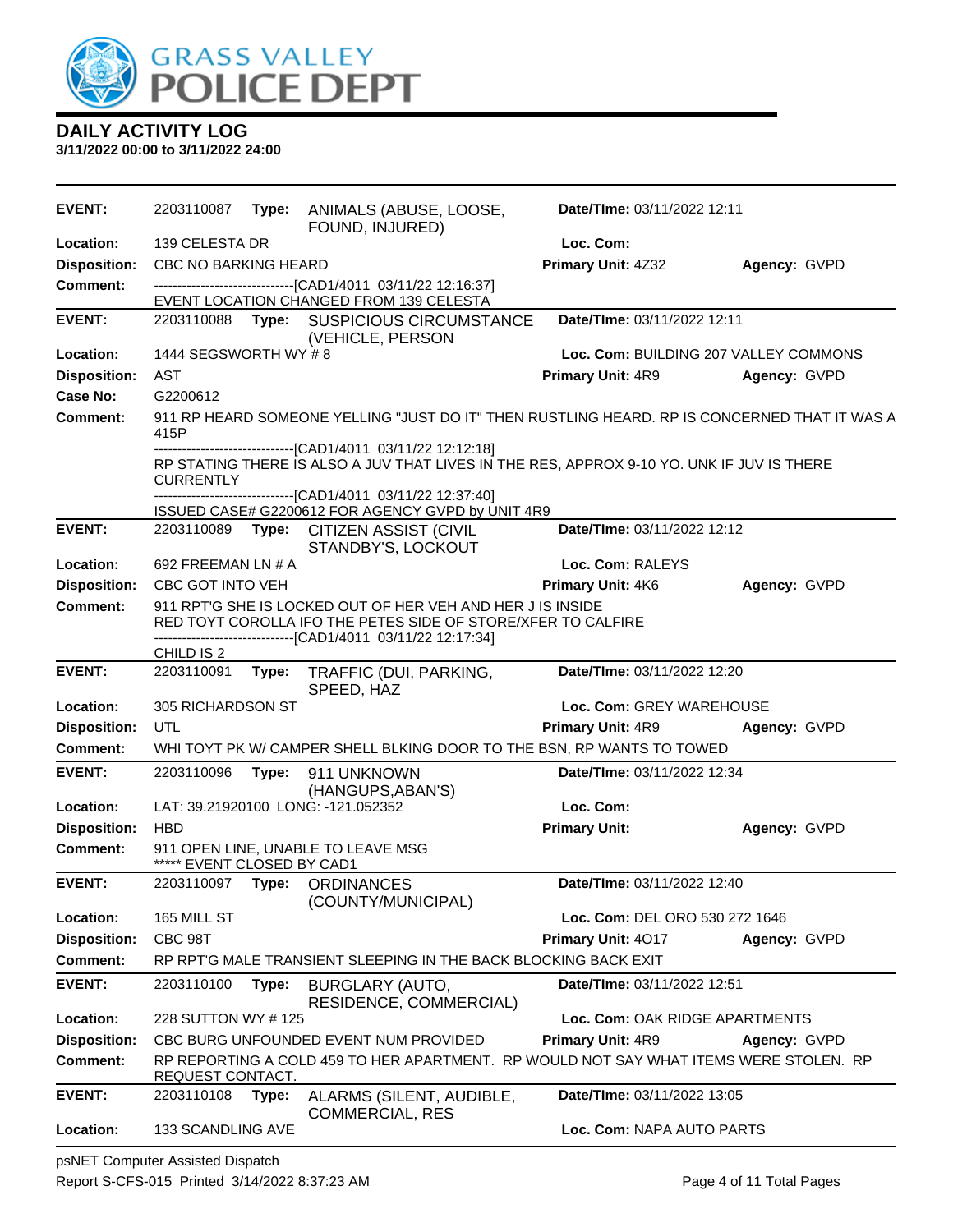# DAILY ACTIVITY LOG

**3/11/2022 00:00 to 3/11/2022 24:00**

**EVENT:** 2203110087 **Type:** ANIMALS (ABUSE, LOOSE, FOUND, INJURED) **Date/TIme:** 03/11/2022 12:11
**Location:** 139 CELESTA DR **Loc. Com:**
**Disposition:** CBC NO BARKING HEARD **Primary Unit:** 4Z32 **Agency:** GVPD
**Comment:** ------------------------------[CAD1/4011 03/11/22 12:16:37]
EVENT LOCATION CHANGED FROM 139 CELESTA

---

**EVENT:** 2203110088 **Type:** SUSPICIOUS CIRCUMSTANCE (VEHICLE, PERSON **Date/TIme:** 03/11/2022 12:11
**Location:** 1444 SEGSWORTH WY # 8 **Loc. Com:** BUILDING 207 VALLEY COMMONS
**Disposition:** AST **Primary Unit:** 4R9 **Agency:** GVPD
**Case No:** G2200612
**Comment:** 911 RP HEARD SOMEONE YELLING "JUST DO IT" THEN RUSTLING HEARD. RP IS CONCERNED THAT IT WAS A 415P
------------------------------[CAD1/4011 03/11/22 12:12:18]
RP STATING THERE IS ALSO A JUV THAT LIVES IN THE RES, APPROX 9-10 YO. UNK IF JUV IS THERE CURRENTLY
------------------------------[CAD1/4011 03/11/22 12:37:40]
ISSUED CASE# G2200612 FOR AGENCY GVPD by UNIT 4R9

---

**EVENT:** 2203110089 **Type:** CITIZEN ASSIST (CIVIL STANDBY'S, LOCKOUT **Date/TIme:** 03/11/2022 12:12
**Location:** 692 FREEMAN LN # A **Loc. Com:** RALEYS
**Disposition:** CBC GOT INTO VEH **Primary Unit:** 4K6 **Agency:** GVPD
**Comment:** 911 RPT'G SHE IS LOCKED OUT OF HER VEH AND HER J IS INSIDE
RED TOYT COROLLA IFO THE PETES SIDE OF STORE/XFER TO CALFIRE
------------------------------[CAD1/4011 03/11/22 12:17:34]
CHILD IS 2

---

**EVENT:** 2203110091 **Type:** TRAFFIC (DUI, PARKING, SPEED, HAZ **Date/TIme:** 03/11/2022 12:20
**Location:** 305 RICHARDSON ST **Loc. Com:** GREY WAREHOUSE
**Disposition:** UTL **Primary Unit:** 4R9 **Agency:** GVPD
**Comment:** WHI TOYT PK W/ CAMPER SHELL BLKING DOOR TO THE BSN, RP WANTS TO TOWED

---

**EVENT:** 2203110096 **Type:** 911 UNKNOWN (HANGUPS,ABAN'S) **Date/TIme:** 03/11/2022 12:34
**Location:** LAT: 39.21920100 LONG: -121.052352 **Loc. Com:**
**Disposition:** HBD **Primary Unit:** **Agency:** GVPD
**Comment:** 911 OPEN LINE, UNABLE TO LEAVE MSG
***** EVENT CLOSED BY CAD1

---

**EVENT:** 2203110097 **Type:** ORDINANCES (COUNTY/MUNICIPAL) **Date/TIme:** 03/11/2022 12:40
**Location:** 165 MILL ST **Loc. Com:** DEL ORO 530 272 1646
**Disposition:** CBC 98T **Primary Unit:** 4O17 **Agency:** GVPD
**Comment:** RP RPT'G MALE TRANSIENT SLEEPING IN THE BACK BLOCKING BACK EXIT

---

**EVENT:** 2203110100 **Type:** BURGLARY (AUTO, RESIDENCE, COMMERCIAL) **Date/TIme:** 03/11/2022 12:51
**Location:** 228 SUTTON WY # 125 **Loc. Com:** OAK RIDGE APARTMENTS
**Disposition:** CBC BURG UNFOUNDED EVENT NUM PROVIDED **Primary Unit:** 4R9 **Agency:** GVPD
**Comment:** RP REPORTING A COLD 459 TO HER APARTMENT. RP WOULD NOT SAY WHAT ITEMS WERE STOLEN. RP REQUEST CONTACT.

---

**EVENT:** 2203110108 **Type:** ALARMS (SILENT, AUDIBLE, COMMERCIAL, RES **Date/TIme:** 03/11/2022 13:05
**Location:** 133 SCANDLING AVE **Loc. Com:** NAPA AUTO PARTS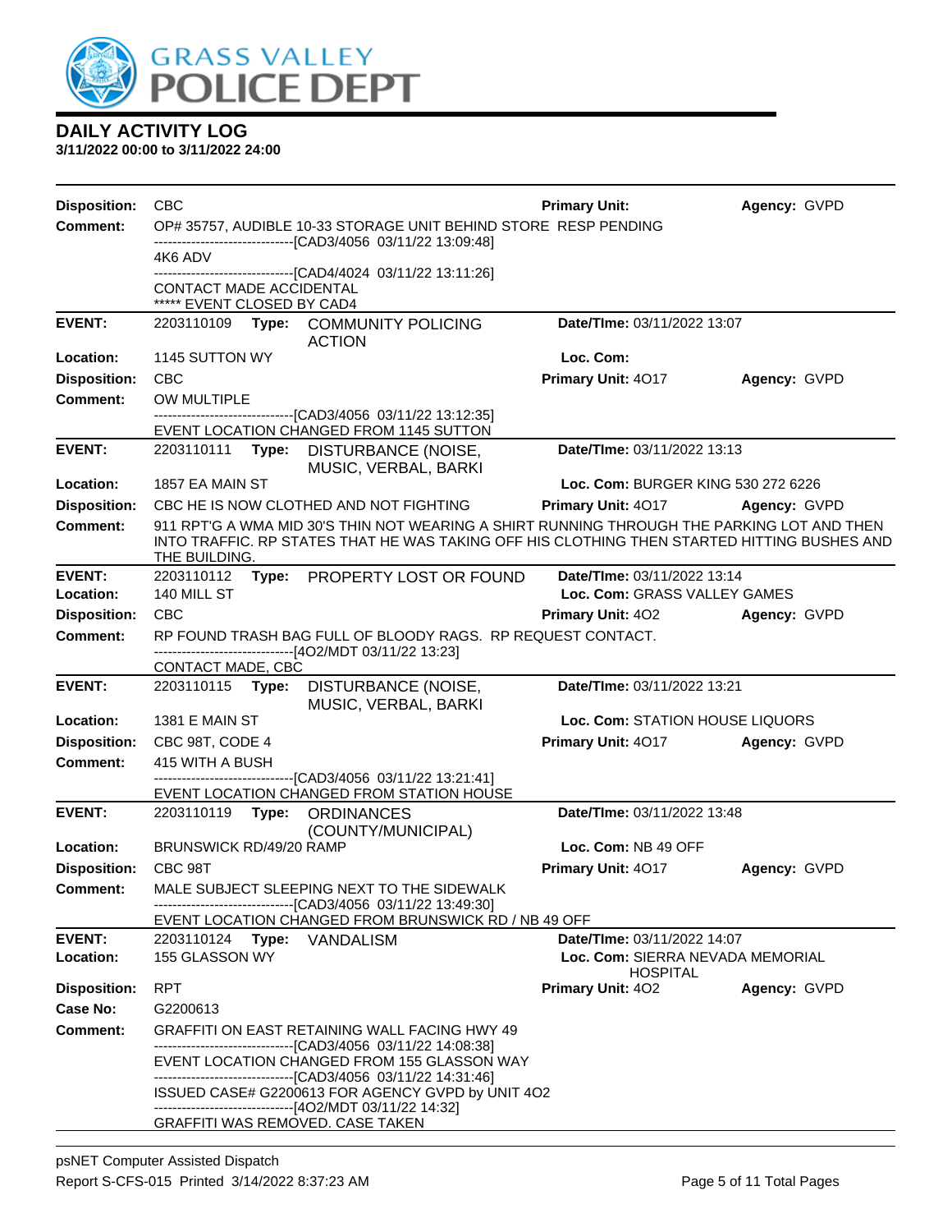# DAILY ACTIVITY LOG

**3/11/2022 00:00 to 3/11/2022 24:00**

**Disposition:** CBC **Primary Unit:** **Agency:** GVPD

**Comment:** OP# 35757, AUDIBLE 10-33 STORAGE UNIT BEHIND STORE RESP PENDING
------------------------------[CAD3/4056 03/11/22 13:09:48]
4K6 ADV
------------------------------[CAD4/4024 03/11/22 13:11:26]
CONTACT MADE ACCIDENTAL
***** EVENT CLOSED BY CAD4

---

**EVENT:** 2203110109 **Type:** COMMUNITY POLICING ACTION **Date/TIme:** 03/11/2022 13:07

**Location:** 1145 SUTTON WY **Loc. Com:**

**Disposition:** CBC **Primary Unit:** 4O17 **Agency:** GVPD

**Comment:** OW MULTIPLE
------------------------------[CAD3/4056 03/11/22 13:12:35]
EVENT LOCATION CHANGED FROM 1145 SUTTON

---

**EVENT:** 2203110111 **Type:** DISTURBANCE (NOISE, MUSIC, VERBAL, BARKI **Date/TIme:** 03/11/2022 13:13

**Location:** 1857 EA MAIN ST **Loc. Com:** BURGER KING 530 272 6226

**Disposition:** CBC HE IS NOW CLOTHED AND NOT FIGHTING **Primary Unit:** 4O17 **Agency:** GVPD

**Comment:** 911 RPT'G A WMA MID 30'S THIN NOT WEARING A SHIRT RUNNING THROUGH THE PARKING LOT AND THEN INTO TRAFFIC. RP STATES THAT HE WAS TAKING OFF HIS CLOTHING THEN STARTED HITTING BUSHES AND THE BUILDING.

---

**EVENT:** 2203110112 **Type:** PROPERTY LOST OR FOUND **Date/TIme:** 03/11/2022 13:14

**Location:** 140 MILL ST **Loc. Com:** GRASS VALLEY GAMES

**Disposition:** CBC **Primary Unit:** 4O2 **Agency:** GVPD

**Comment:** RP FOUND TRASH BAG FULL OF BLOODY RAGS. RP REQUEST CONTACT.
------------------------------[4O2/MDT 03/11/22 13:23]
CONTACT MADE, CBC

---

**EVENT:** 2203110115 **Type:** DISTURBANCE (NOISE, MUSIC, VERBAL, BARKI **Date/TIme:** 03/11/2022 13:21

**Location:** 1381 E MAIN ST **Loc. Com:** STATION HOUSE LIQUORS

**Disposition:** CBC 98T, CODE 4 **Primary Unit:** 4O17 **Agency:** GVPD

**Comment:** 415 WITH A BUSH
------------------------------[CAD3/4056 03/11/22 13:21:41]
EVENT LOCATION CHANGED FROM STATION HOUSE

---

**EVENT:** 2203110119 **Type:** ORDINANCES (COUNTY/MUNICIPAL) **Date/TIme:** 03/11/2022 13:48

**Location:** BRUNSWICK RD/49/20 RAMP **Loc. Com:** NB 49 OFF

**Disposition:** CBC 98T **Primary Unit:** 4O17 **Agency:** GVPD

**Comment:** MALE SUBJECT SLEEPING NEXT TO THE SIDEWALK
------------------------------[CAD3/4056 03/11/22 13:49:30]
EVENT LOCATION CHANGED FROM BRUNSWICK RD / NB 49 OFF

---

**EVENT:** 2203110124 **Type:** VANDALISM **Date/TIme:** 03/11/2022 14:07

**Location:** 155 GLASSON WY **Loc. Com:** SIERRA NEVADA MEMORIAL HOSPITAL

**Disposition:** RPT **Primary Unit:** 4O2 **Agency:** GVPD

**Case No:** G2200613

**Comment:** GRAFFITI ON EAST RETAINING WALL FACING HWY 49
------------------------------[CAD3/4056 03/11/22 14:08:38]
EVENT LOCATION CHANGED FROM 155 GLASSON WAY
------------------------------[CAD3/4056 03/11/22 14:31:46]
ISSUED CASE# G2200613 FOR AGENCY GVPD by UNIT 4O2
------------------------------[4O2/MDT 03/11/22 14:32]
GRAFFITI WAS REMOVED. CASE TAKEN

---

psNET Computer Assisted Dispatch
Report S-CFS-015 Printed 3/14/2022 8:37:23 AM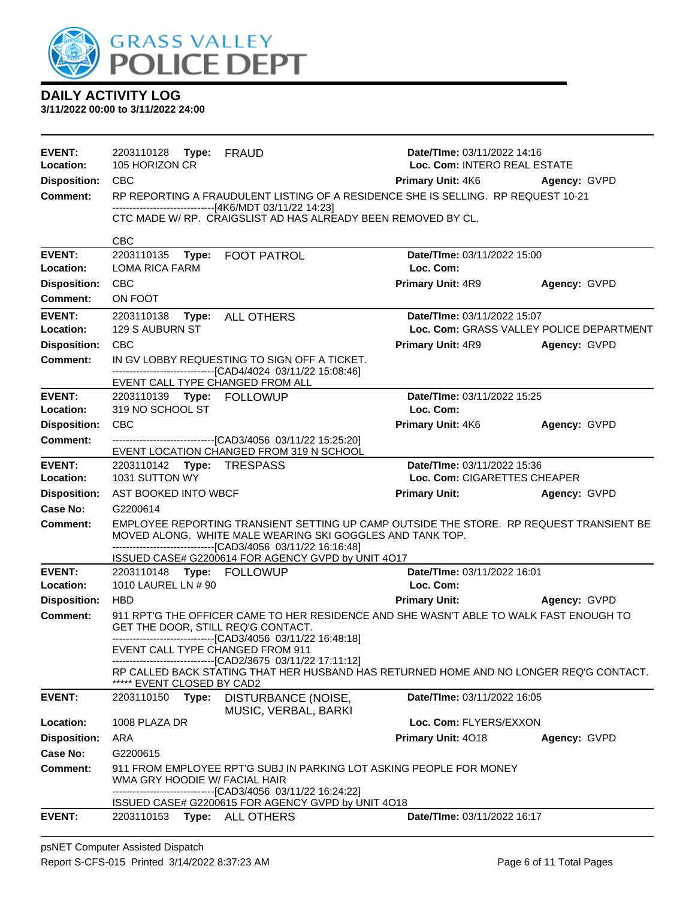# DAILY ACTIVITY LOG

**3/11/2022 00:00 to 3/11/2022 24:00**

---

**EVENT:** 2203110128 **Type:** FRAUD **Date/TIme:** 03/11/2022 14:16
**Location:** 105 HORIZON CR **Loc. Com:** INTERO REAL ESTATE
**Disposition:** CBC **Primary Unit:** 4K6 **Agency:** GVPD
**Comment:** RP REPORTING A FRAUDULENT LISTING OF A RESIDENCE SHE IS SELLING. RP REQUEST 10-21
------------------------------[4K6/MDT 03/11/22 14:23]
CTC MADE W/ RP. CRAIGSLIST AD HAS ALREADY BEEN REMOVED BY CL.

CBC

---

**EVENT:** 2203110135 **Type:** FOOT PATROL **Date/TIme:** 03/11/2022 15:00
**Location:** LOMA RICA FARM **Loc. Com:**
**Disposition:** CBC **Primary Unit:** 4R9 **Agency:** GVPD
**Comment:** ON FOOT

---

**EVENT:** 2203110138 **Type:** ALL OTHERS **Date/TIme:** 03/11/2022 15:07
**Location:** 129 S AUBURN ST **Loc. Com:** GRASS VALLEY POLICE DEPARTMENT
**Disposition:** CBC **Primary Unit:** 4R9 **Agency:** GVPD
**Comment:** IN GV LOBBY REQUESTING TO SIGN OFF A TICKET.
------------------------------[CAD4/4024 03/11/22 15:08:46]
EVENT CALL TYPE CHANGED FROM ALL

---

**EVENT:** 2203110139 **Type:** FOLLOWUP **Date/TIme:** 03/11/2022 15:25
**Location:** 319 NO SCHOOL ST **Loc. Com:**
**Disposition:** CBC **Primary Unit:** 4K6 **Agency:** GVPD
**Comment:** ------------------------------[CAD3/4056 03/11/22 15:25:20]
EVENT LOCATION CHANGED FROM 319 N SCHOOL

---

**EVENT:** 2203110142 **Type:** TRESPASS **Date/TIme:** 03/11/2022 15:36
**Location:** 1031 SUTTON WY **Loc. Com:** CIGARETTES CHEAPER
**Disposition:** AST BOOKED INTO WBCF **Primary Unit:** **Agency:** GVPD
**Case No:** G2200614
**Comment:** EMPLOYEE REPORTING TRANSIENT SETTING UP CAMP OUTSIDE THE STORE. RP REQUEST TRANSIENT BE MOVED ALONG. WHITE MALE WEARING SKI GOGGLES AND TANK TOP.
------------------------------[CAD3/4056 03/11/22 16:16:48]
ISSUED CASE# G2200614 FOR AGENCY GVPD by UNIT 4O17

---

**EVENT:** 2203110148 **Type:** FOLLOWUP **Date/TIme:** 03/11/2022 16:01
**Location:** 1010 LAUREL LN # 90 **Loc. Com:**
**Disposition:** HBD **Primary Unit:** **Agency:** GVPD
**Comment:** 911 RPT'G THE OFFICER CAME TO HER RESIDENCE AND SHE WASN'T ABLE TO WALK FAST ENOUGH TO GET THE DOOR, STILL REQ'G CONTACT.
------------------------------[CAD3/4056 03/11/22 16:48:18]
EVENT CALL TYPE CHANGED FROM 911
------------------------------[CAD2/3675 03/11/22 17:11:12]
RP CALLED BACK STATING THAT HER HUSBAND HAS RETURNED HOME AND NO LONGER REQ'G CONTACT.
***** EVENT CLOSED BY CAD2

---

**EVENT:** 2203110150 **Type:** DISTURBANCE (NOISE, MUSIC, VERBAL, BARKI **Date/TIme:** 03/11/2022 16:05
**Location:** 1008 PLAZA DR **Loc. Com:** FLYERS/EXXON
**Disposition:** ARA **Primary Unit:** 4O18 **Agency:** GVPD
**Case No:** G2200615
**Comment:** 911 FROM EMPLOYEE RPT'G SUBJ IN PARKING LOT ASKING PEOPLE FOR MONEY
WMA GRY HOODIE W/ FACIAL HAIR
------------------------------[CAD3/4056 03/11/22 16:24:22]
ISSUED CASE# G2200615 FOR AGENCY GVPD by UNIT 4O18

---

**EVENT:** 2203110153 **Type:** ALL OTHERS **Date/TIme:** 03/11/2022 16:17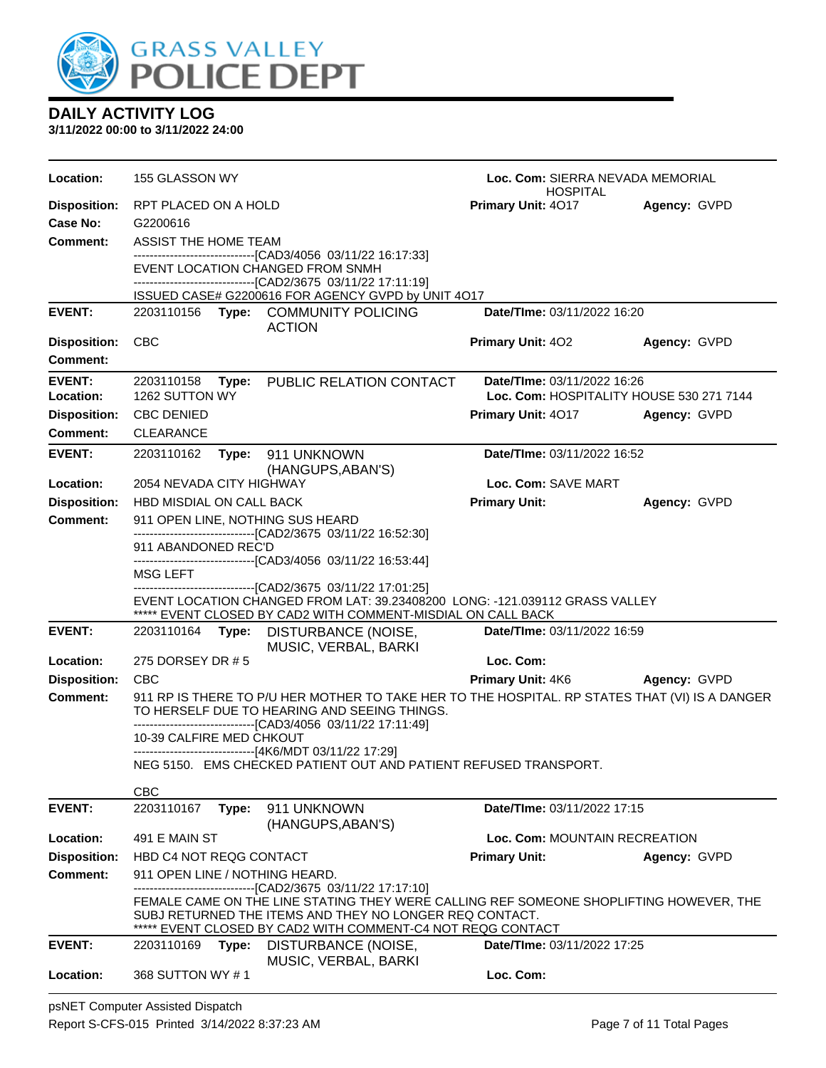# GRASS VALLEY POLICE DEPT

## DAILY ACTIVITY LOG
**3/11/2022 00:00 to 3/11/2022 24:00**

**Location:** 155 GLASSON WY — **Loc. Com:** SIERRA NEVADA MEMORIAL HOSPITAL
**Disposition:** RPT PLACED ON A HOLD — **Primary Unit:** 4O17 — **Agency:** GVPD
**Case No:** G2200616
**Comment:** ASSIST THE HOME TEAM
------------------------------[CAD3/4056 03/11/22 16:17:33]
EVENT LOCATION CHANGED FROM SNMH
------------------------------[CAD2/3675 03/11/22 17:11:19]
ISSUED CASE# G2200616 FOR AGENCY GVPD by UNIT 4O17

---

**EVENT:** 2203110156 **Type:** COMMUNITY POLICING ACTION — **Date/TIme:** 03/11/2022 16:20
**Disposition:** CBC — **Primary Unit:** 4O2 — **Agency:** GVPD
**Comment:**

---

**EVENT:** 2203110158 **Type:** PUBLIC RELATION CONTACT — **Date/TIme:** 03/11/2022 16:26
**Location:** 1262 SUTTON WY — **Loc. Com:** HOSPITALITY HOUSE 530 271 7144
**Disposition:** CBC DENIED — **Primary Unit:** 4O17 — **Agency:** GVPD
**Comment:** CLEARANCE

---

**EVENT:** 2203110162 **Type:** 911 UNKNOWN (HANGUPS,ABAN'S) — **Date/TIme:** 03/11/2022 16:52
**Location:** 2054 NEVADA CITY HIGHWAY — **Loc. Com:** SAVE MART
**Disposition:** HBD MISDIAL ON CALL BACK — **Primary Unit:** — **Agency:** GVPD
**Comment:** 911 OPEN LINE, NOTHING SUS HEARD
------------------------------[CAD2/3675 03/11/22 16:52:30]
911 ABANDONED REC'D
------------------------------[CAD3/4056 03/11/22 16:53:44]
MSG LEFT
------------------------------[CAD2/3675 03/11/22 17:01:25]
EVENT LOCATION CHANGED FROM LAT: 39.23408200 LONG: -121.039112 GRASS VALLEY
***** EVENT CLOSED BY CAD2 WITH COMMENT-MISDIAL ON CALL BACK

---

**EVENT:** 2203110164 **Type:** DISTURBANCE (NOISE, MUSIC, VERBAL, BARKI — **Date/TIme:** 03/11/2022 16:59
**Location:** 275 DORSEY DR # 5 — **Loc. Com:**
**Disposition:** CBC — **Primary Unit:** 4K6 — **Agency:** GVPD
**Comment:** 911 RP IS THERE TO P/U HER MOTHER TO TAKE HER TO THE HOSPITAL. RP STATES THAT (VI) IS A DANGER TO HERSELF DUE TO HEARING AND SEEING THINGS.
------------------------------[CAD3/4056 03/11/22 17:11:49]
10-39 CALFIRE MED CHKOUT
------------------------------[4K6/MDT 03/11/22 17:29]
NEG 5150. EMS CHECKED PATIENT OUT AND PATIENT REFUSED TRANSPORT.

CBC

---

**EVENT:** 2203110167 **Type:** 911 UNKNOWN (HANGUPS,ABAN'S) — **Date/TIme:** 03/11/2022 17:15
**Location:** 491 E MAIN ST — **Loc. Com:** MOUNTAIN RECREATION
**Disposition:** HBD C4 NOT REQG CONTACT — **Primary Unit:** — **Agency:** GVPD
**Comment:** 911 OPEN LINE / NOTHING HEARD.
------------------------------[CAD2/3675 03/11/22 17:17:10]
FEMALE CAME ON THE LINE STATING THEY WERE CALLING REF SOMEONE SHOPLIFTING HOWEVER, THE SUBJ RETURNED THE ITEMS AND THEY NO LONGER REQ CONTACT.
***** EVENT CLOSED BY CAD2 WITH COMMENT-C4 NOT REQG CONTACT

---

**EVENT:** 2203110169 **Type:** DISTURBANCE (NOISE, MUSIC, VERBAL, BARKI — **Date/TIme:** 03/11/2022 17:25
**Location:** 368 SUTTON WY # 1 — **Loc. Com:**

psNET Computer Assisted Dispatch
Report S-CFS-015 Printed 3/14/2022 8:37:23 AM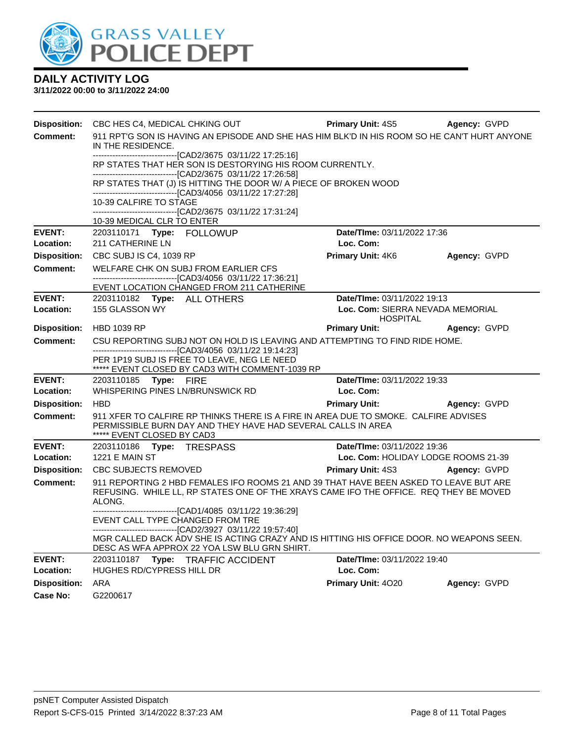## DAILY ACTIVITY LOG

**3/11/2022 00:00 to 3/11/2022 24:00**

**Disposition:** CBC HES C4, MEDICAL CHKING OUT **Primary Unit:** 4S5 **Agency:** GVPD

**Comment:** 911 RPT'G SON IS HAVING AN EPISODE AND SHE HAS HIM BLK'D IN HIS ROOM SO HE CAN'T HURT ANYONE IN THE RESIDENCE.

------------------------------[CAD2/3675 03/11/22 17:25:16]

RP STATES THAT HER SON IS DESTORYING HIS ROOM CURRENTLY.

------------------------------[CAD2/3675 03/11/22 17:26:58]

RP STATES THAT (J) IS HITTING THE DOOR W/ A PIECE OF BROKEN WOOD

------------------------------[CAD3/4056 03/11/22 17:27:28]

10-39 CALFIRE TO STAGE

------------------------------[CAD2/3675 03/11/22 17:31:24]

10-39 MEDICAL CLR TO ENTER

---

**EVENT:** 2203110171 **Type:** FOLLOWUP **Date/TIme:** 03/11/2022 17:36

**Location:** 211 CATHERINE LN **Loc. Com:**

**Disposition:** CBC SUBJ IS C4, 1039 RP **Primary Unit:** 4K6 **Agency:** GVPD

**Comment:** WELFARE CHK ON SUBJ FROM EARLIER CFS

------------------------------[CAD3/4056 03/11/22 17:36:21]

EVENT LOCATION CHANGED FROM 211 CATHERINE

---

**EVENT:** 2203110182 **Type:** ALL OTHERS **Date/TIme:** 03/11/2022 19:13

**Location:** 155 GLASSON WY **Loc. Com:** SIERRA NEVADA MEMORIAL HOSPITAL

**Disposition:** HBD 1039 RP **Primary Unit:** **Agency:** GVPD

**Comment:** CSU REPORTING SUBJ NOT ON HOLD IS LEAVING AND ATTEMPTING TO FIND RIDE HOME.

------------------------------[CAD3/4056 03/11/22 19:14:23]

PER 1P19 SUBJ IS FREE TO LEAVE, NEG LE NEED

***** EVENT CLOSED BY CAD3 WITH COMMENT-1039 RP

---

**EVENT:** 2203110185 **Type:** FIRE **Date/TIme:** 03/11/2022 19:33

**Location:** WHISPERING PINES LN/BRUNSWICK RD **Loc. Com:**

**Disposition:** HBD **Primary Unit:** **Agency:** GVPD

**Comment:** 911 XFER TO CALFIRE RP THINKS THERE IS A FIRE IN AREA DUE TO SMOKE. CALFIRE ADVISES PERMISSIBLE BURN DAY AND THEY HAVE HAD SEVERAL CALLS IN AREA

***** EVENT CLOSED BY CAD3

---

**EVENT:** 2203110186 **Type:** TRESPASS **Date/TIme:** 03/11/2022 19:36

**Location:** 1221 E MAIN ST **Loc. Com:** HOLIDAY LODGE ROOMS 21-39

**Disposition:** CBC SUBJECTS REMOVED **Primary Unit:** 4S3 **Agency:** GVPD

**Comment:** 911 REPORTING 2 HBD FEMALES IFO ROOMS 21 AND 39 THAT HAVE BEEN ASKED TO LEAVE BUT ARE REFUSING. WHILE LL, RP STATES ONE OF THE XRAYS CAME IFO THE OFFICE. REQ THEY BE MOVED ALONG.

------------------------------[CAD1/4085 03/11/22 19:36:29]

EVENT CALL TYPE CHANGED FROM TRE

------------------------------[CAD2/3927 03/11/22 19:57:40]

MGR CALLED BACK ADV SHE IS ACTING CRAZY AND IS HITTING HIS OFFICE DOOR. NO WEAPONS SEEN. DESC AS WFA APPROX 22 YOA LSW BLU GRN SHIRT.

---

**EVENT:** 2203110187 **Type:** TRAFFIC ACCIDENT **Date/TIme:** 03/11/2022 19:40

**Location:** HUGHES RD/CYPRESS HILL DR **Loc. Com:**

**Disposition:** ARA **Primary Unit:** 4O20 **Agency:** GVPD

**Case No:** G2200617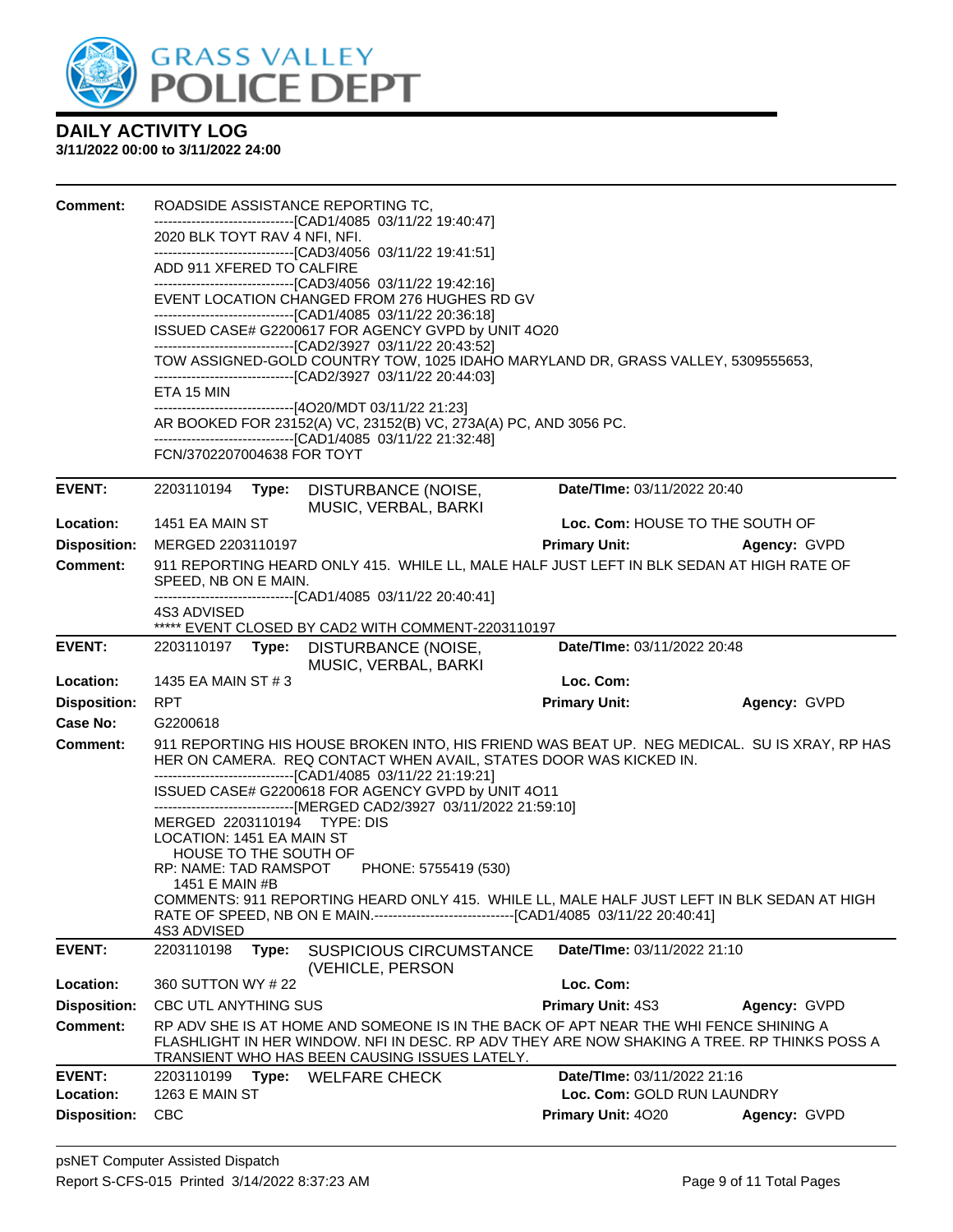# DAILY ACTIVITY LOG

**3/11/2022 00:00 to 3/11/2022 24:00**

**Comment:** ROADSIDE ASSISTANCE REPORTING TC,
------------------------------[CAD1/4085 03/11/22 19:40:47]
2020 BLK TOYT RAV 4 NFI, NFI.
------------------------------[CAD3/4056 03/11/22 19:41:51]
ADD 911 XFERED TO CALFIRE
------------------------------[CAD3/4056 03/11/22 19:42:16]
EVENT LOCATION CHANGED FROM 276 HUGHES RD GV
------------------------------[CAD1/4085 03/11/22 20:36:18]
ISSUED CASE# G2200617 FOR AGENCY GVPD by UNIT 4O20
------------------------------[CAD2/3927 03/11/22 20:43:52]
TOW ASSIGNED-GOLD COUNTRY TOW, 1025 IDAHO MARYLAND DR, GRASS VALLEY, 5309555653,
------------------------------[CAD2/3927 03/11/22 20:44:03]
ETA 15 MIN
------------------------------[4O20/MDT 03/11/22 21:23]
AR BOOKED FOR 23152(A) VC, 23152(B) VC, 273A(A) PC, AND 3056 PC.
------------------------------[CAD1/4085 03/11/22 21:32:48]
FCN/3702207004638 FOR TOYT

---

**EVENT:** 2203110194 **Type:** DISTURBANCE (NOISE, MUSIC, VERBAL, BARKI **Date/TIme:** 03/11/2022 20:40
**Location:** 1451 EA MAIN ST **Loc. Com:** HOUSE TO THE SOUTH OF
**Disposition:** MERGED 2203110197 **Primary Unit:** **Agency:** GVPD
**Comment:** 911 REPORTING HEARD ONLY 415. WHILE LL, MALE HALF JUST LEFT IN BLK SEDAN AT HIGH RATE OF SPEED, NB ON E MAIN.
------------------------------[CAD1/4085 03/11/22 20:40:41]
4S3 ADVISED
***** EVENT CLOSED BY CAD2 WITH COMMENT-2203110197

---

**EVENT:** 2203110197 **Type:** DISTURBANCE (NOISE, MUSIC, VERBAL, BARKI **Date/TIme:** 03/11/2022 20:48
**Location:** 1435 EA MAIN ST # 3 **Loc. Com:**
**Disposition:** RPT **Primary Unit:** **Agency:** GVPD
**Case No:** G2200618
**Comment:** 911 REPORTING HIS HOUSE BROKEN INTO, HIS FRIEND WAS BEAT UP. NEG MEDICAL. SU IS XRAY, RP HAS HER ON CAMERA. REQ CONTACT WHEN AVAIL, STATES DOOR WAS KICKED IN.
------------------------------[CAD1/4085 03/11/22 21:19:21]
ISSUED CASE# G2200618 FOR AGENCY GVPD by UNIT 4O11
------------------------------[MERGED CAD2/3927 03/11/2022 21:59:10]
MERGED 2203110194 TYPE: DIS
LOCATION: 1451 EA MAIN ST
HOUSE TO THE SOUTH OF
RP: NAME: TAD RAMSPOT PHONE: 5755419 (530)
1451 E MAIN #B
COMMENTS: 911 REPORTING HEARD ONLY 415. WHILE LL, MALE HALF JUST LEFT IN BLK SEDAN AT HIGH RATE OF SPEED, NB ON E MAIN.------------------------------[CAD1/4085 03/11/22 20:40:41]
4S3 ADVISED

---

**EVENT:** 2203110198 **Type:** SUSPICIOUS CIRCUMSTANCE (VEHICLE, PERSON **Date/TIme:** 03/11/2022 21:10
**Location:** 360 SUTTON WY # 22 **Loc. Com:**
**Disposition:** CBC UTL ANYTHING SUS **Primary Unit:** 4S3 **Agency:** GVPD
**Comment:** RP ADV SHE IS AT HOME AND SOMEONE IS IN THE BACK OF APT NEAR THE WHI FENCE SHINING A FLASHLIGHT IN HER WINDOW. NFI IN DESC. RP ADV THEY ARE NOW SHAKING A TREE. RP THINKS POSS A TRANSIENT WHO HAS BEEN CAUSING ISSUES LATELY.

---

**EVENT:** 2203110199 **Type:** WELFARE CHECK **Date/TIme:** 03/11/2022 21:16
**Location:** 1263 E MAIN ST **Loc. Com:** GOLD RUN LAUNDRY
**Disposition:** CBC **Primary Unit:** 4O20 **Agency:** GVPD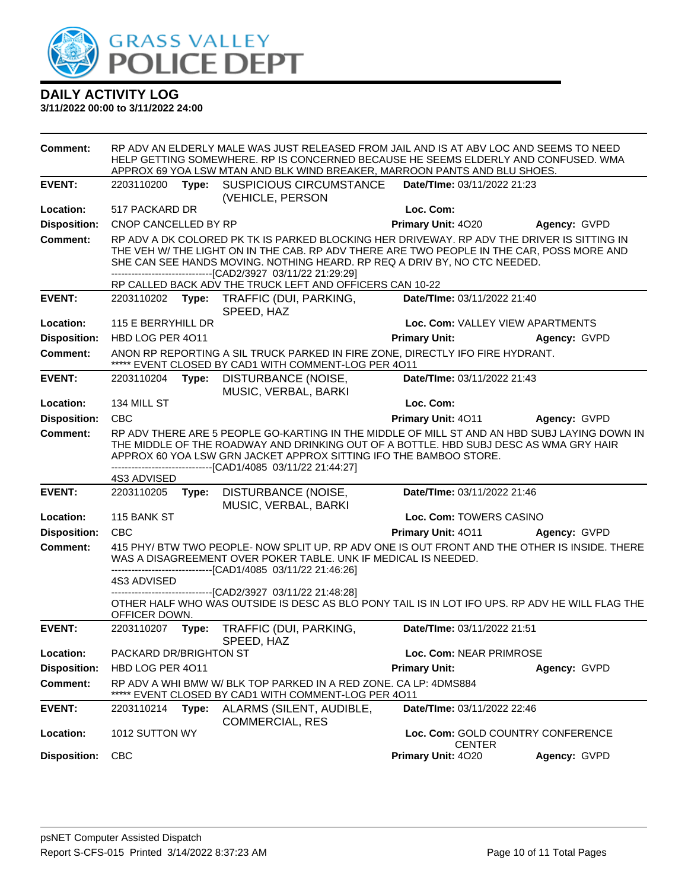# GRASS VALLEY POLICE DEPT

## DAILY ACTIVITY LOG

**3/11/2022 00:00 to 3/11/2022 24:00**

| | | | | |
|---|---|---|---|---|
| **Comment:** | RP ADV AN ELDERLY MALE WAS JUST RELEASED FROM JAIL AND IS AT ABV LOC AND SEEMS TO NEED HELP GETTING SOMEWHERE. RP IS CONCERNED BECAUSE HE SEEMS ELDERLY AND CONFUSED. WMA APPROX 69 YOA LSW MTAN AND BLK WIND BREAKER, MARROON PANTS AND BLU SHOES. | | | |
| **EVENT:** | 2203110200 **Type:** SUSPICIOUS CIRCUMSTANCE (VEHICLE, PERSON | **Date/TIme:** 03/11/2022 21:23 | | |
| **Location:** | 517 PACKARD DR | **Loc. Com:** | | |
| **Disposition:** | CNOP CANCELLED BY RP | **Primary Unit:** 4O20 | **Agency:** GVPD | |
| **Comment:** | RP ADV A DK COLORED PK TK IS PARKED BLOCKING HER DRIVEWAY. RP ADV THE DRIVER IS SITTING IN THE VEH W/ THE LIGHT ON IN THE CAB. RP ADV THERE ARE TWO PEOPLE IN THE CAR, POSS MORE AND SHE CAN SEE HANDS MOVING. NOTHING HEARD. RP REQ A DRIV BY, NO CTC NEEDED.<br>------------------------------[CAD2/3927 03/11/22 21:29:29]<br>RP CALLED BACK ADV THE TRUCK LEFT AND OFFICERS CAN 10-22 | | | |
| **EVENT:** | 2203110202 **Type:** TRAFFIC (DUI, PARKING, SPEED, HAZ | **Date/TIme:** 03/11/2022 21:40 | | |
| **Location:** | 115 E BERRYHILL DR | **Loc. Com:** VALLEY VIEW APARTMENTS | | |
| **Disposition:** | HBD LOG PER 4O11 | **Primary Unit:** | **Agency:** GVPD | |
| **Comment:** | ANON RP REPORTING A SIL TRUCK PARKED IN FIRE ZONE, DIRECTLY IFO FIRE HYDRANT.<br>***** EVENT CLOSED BY CAD1 WITH COMMENT-LOG PER 4O11 | | | |
| **EVENT:** | 2203110204 **Type:** DISTURBANCE (NOISE, MUSIC, VERBAL, BARKI | **Date/TIme:** 03/11/2022 21:43 | | |
| **Location:** | 134 MILL ST | **Loc. Com:** | | |
| **Disposition:** | CBC | **Primary Unit:** 4O11 | **Agency:** GVPD | |
| **Comment:** | RP ADV THERE ARE 5 PEOPLE GO-KARTING IN THE MIDDLE OF MILL ST AND AN HBD SUBJ LAYING DOWN IN THE MIDDLE OF THE ROADWAY AND DRINKING OUT OF A BOTTLE. HBD SUBJ DESC AS WMA GRY HAIR APPROX 60 YOA LSW GRN JACKET APPROX SITTING IFO THE BAMBOO STORE.<br>------------------------------[CAD1/4085 03/11/22 21:44:27]<br>4S3 ADVISED | | | |
| **EVENT:** | 2203110205 **Type:** DISTURBANCE (NOISE, MUSIC, VERBAL, BARKI | **Date/TIme:** 03/11/2022 21:46 | | |
| **Location:** | 115 BANK ST | **Loc. Com:** TOWERS CASINO | | |
| **Disposition:** | CBC | **Primary Unit:** 4O11 | **Agency:** GVPD | |
| **Comment:** | 415 PHY/ BTW TWO PEOPLE- NOW SPLIT UP. RP ADV ONE IS OUT FRONT AND THE OTHER IS INSIDE. THERE WAS A DISAGREEMENT OVER POKER TABLE. UNK IF MEDICAL IS NEEDED.<br>------------------------------[CAD1/4085 03/11/22 21:46:26]<br>4S3 ADVISED<br>------------------------------[CAD2/3927 03/11/22 21:48:28]<br>OTHER HALF WHO WAS OUTSIDE IS DESC AS BLO PONY TAIL IS IN LOT IFO UPS. RP ADV HE WILL FLAG THE OFFICER DOWN. | | | |
| **EVENT:** | 2203110207 **Type:** TRAFFIC (DUI, PARKING, SPEED, HAZ | **Date/TIme:** 03/11/2022 21:51 | | |
| **Location:** | PACKARD DR/BRIGHTON ST | **Loc. Com:** NEAR PRIMROSE | | |
| **Disposition:** | HBD LOG PER 4O11 | **Primary Unit:** | **Agency:** GVPD | |
| **Comment:** | RP ADV A WHI BMW W/ BLK TOP PARKED IN A RED ZONE. CA LP: 4DMS884<br>***** EVENT CLOSED BY CAD1 WITH COMMENT-LOG PER 4O11 | | | |
| **EVENT:** | 2203110214 **Type:** ALARMS (SILENT, AUDIBLE, COMMERCIAL, RES | **Date/TIme:** 03/11/2022 22:46 | | |
| **Location:** | 1012 SUTTON WY | **Loc. Com:** GOLD COUNTRY CONFERENCE CENTER | | |
| **Disposition:** | CBC | **Primary Unit:** 4O20 | **Agency:** GVPD | |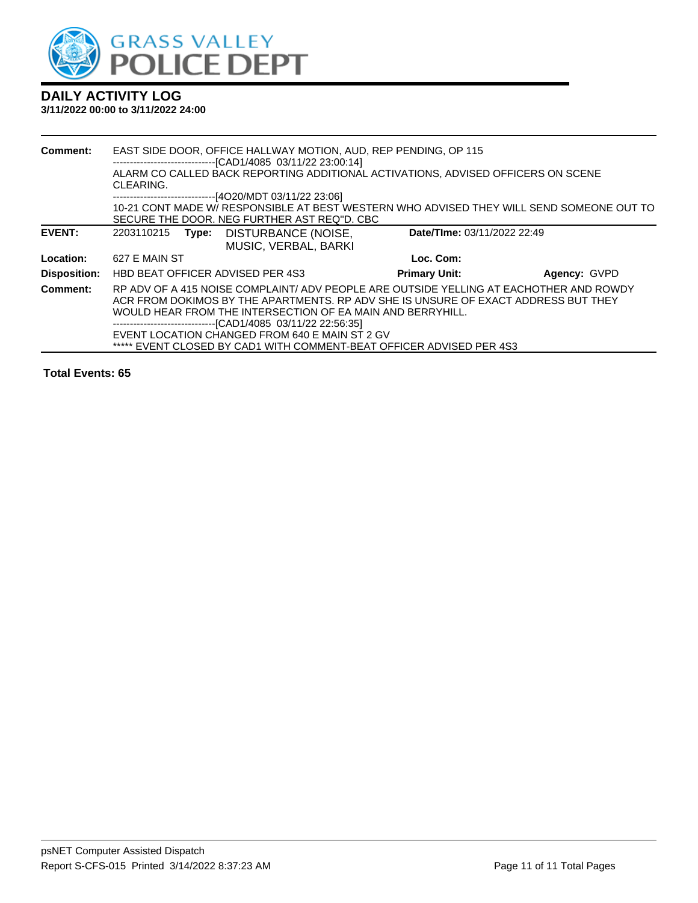## DAILY ACTIVITY LOG

**3/11/2022 00:00 to 3/11/2022 24:00**

| | | | |
|---|---|---|---|
| **Comment:** | EAST SIDE DOOR, OFFICE HALLWAY MOTION, AUD, REP PENDING, OP 115<br>------------------------------[CAD1/4085 03/11/22 23:00:14]<br>ALARM CO CALLED BACK REPORTING ADDITIONAL ACTIVATIONS, ADVISED OFFICERS ON SCENE CLEARING.<br>------------------------------[4O20/MDT 03/11/22 23:06]<br>10-21 CONT MADE W/ RESPONSIBLE AT BEST WESTERN WHO ADVISED THEY WILL SEND SOMEONE OUT TO SECURE THE DOOR. NEG FURTHER AST REQ"D. CBC | | |
| **EVENT:** | 2203110215 **Type:** DISTURBANCE (NOISE, MUSIC, VERBAL, BARKI | **Date/TIme:** 03/11/2022 22:49 | |
| **Location:** | 627 E MAIN ST | **Loc. Com:** | |
| **Disposition:** | HBD BEAT OFFICER ADVISED PER 4S3 | **Primary Unit:** | **Agency:** GVPD |
| **Comment:** | RP ADV OF A 415 NOISE COMPLAINT/ ADV PEOPLE ARE OUTSIDE YELLING AT EACHOTHER AND ROWDY ACR FROM DOKIMOS BY THE APARTMENTS. RP ADV SHE IS UNSURE OF EXACT ADDRESS BUT THEY WOULD HEAR FROM THE INTERSECTION OF EA MAIN AND BERRYHILL.<br>------------------------------[CAD1/4085 03/11/22 22:56:35]<br>EVENT LOCATION CHANGED FROM 640 E MAIN ST 2 GV<br>***** EVENT CLOSED BY CAD1 WITH COMMENT-BEAT OFFICER ADVISED PER 4S3 | | |

**Total Events: 65**

psNET Computer Assisted Dispatch
Report S-CFS-015 Printed 3/14/2022 8:37:23 AM